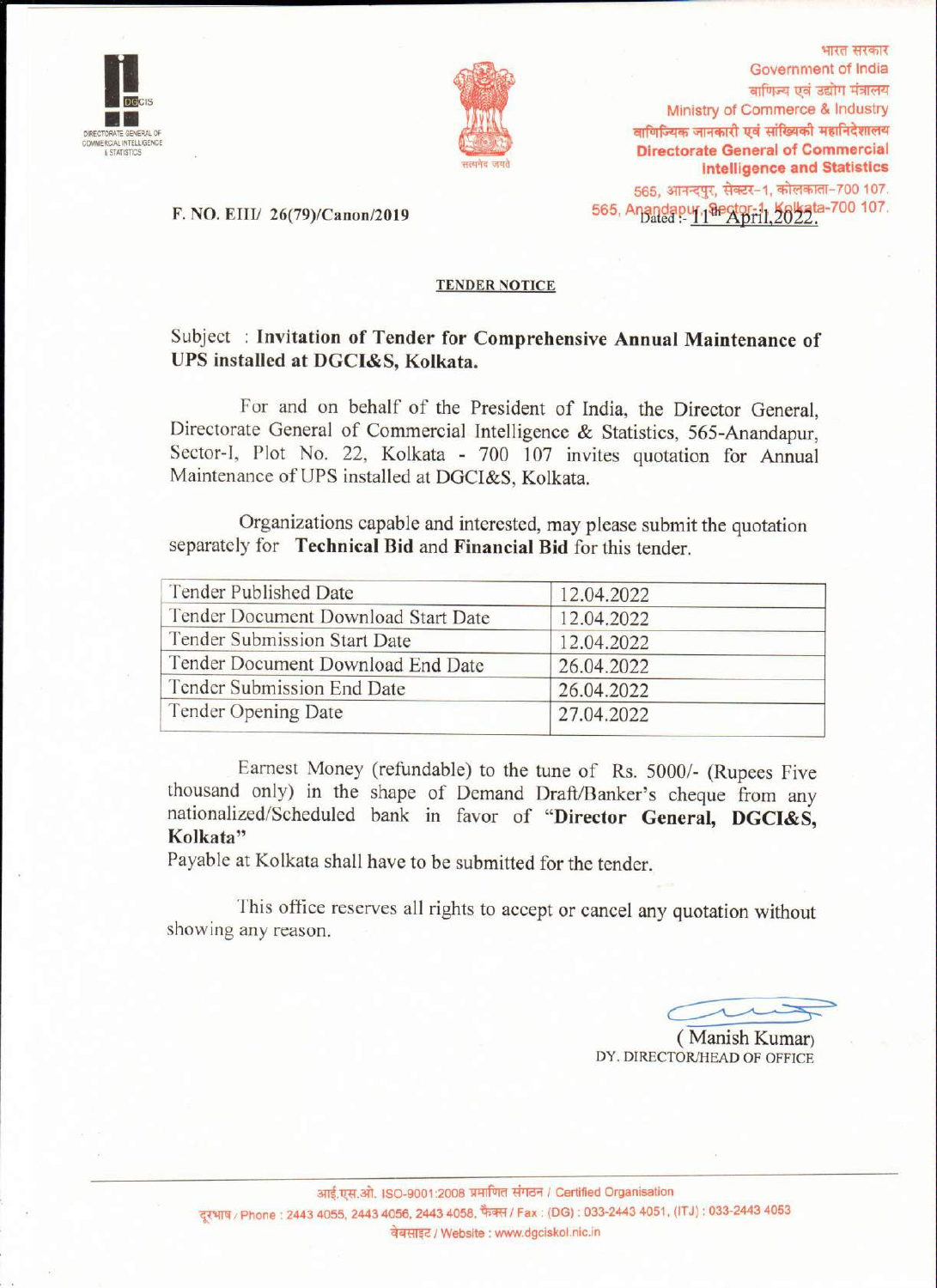भारत सरकार
Government of India
वाणिज्य एवं उद्योग मंत्रालय
Ministry of Commerce & Industry
वाणिज्यिक जानकारी एवं सांख्यिकी महानिदेशालय
**Directorate General of Commercial Intelligence and Statistics**
565, आनन्दपुर, सेक्टर-1, कोलकाता-700 107.
565, Anandapur, Sector-1, Kolkata-700 107.

**F. NO. EIII/ 26(79)/Canon/2019** Dated :- 11th April, 2022.

## TENDER NOTICE

Subject : **Invitation of Tender for Comprehensive Annual Maintenance of UPS installed at DGCI&S, Kolkata.**

For and on behalf of the President of India, the Director General, Directorate General of Commercial Intelligence & Statistics, 565-Anandapur, Sector-I, Plot No. 22, Kolkata - 700 107 invites quotation for Annual Maintenance of UPS installed at DGCI&S, Kolkata.

Organizations capable and interested, may please submit the quotation separately for **Technical Bid** and **Financial Bid** for this tender.

| | |
|---|---|
| Tender Published Date | 12.04.2022 |
| Tender Document Download Start Date | 12.04.2022 |
| Tender Submission Start Date | 12.04.2022 |
| Tender Document Download End Date | 26.04.2022 |
| Tender Submission End Date | 26.04.2022 |
| Tender Opening Date | 27.04.2022 |

Earnest Money (refundable) to the tune of Rs. 5000/- (Rupees Five thousand only) in the shape of Demand Draft/Banker's cheque from any nationalized/Scheduled bank in favor of "**Director General, DGCI&S, Kolkata**"
Payable at Kolkata shall have to be submitted for the tender.

This office reserves all rights to accept or cancel any quotation without showing any reason.

( Manish Kumar)
DY. DIRECTOR/HEAD OF OFFICE

आई.एस.ओ. ISO-9001:2008 प्रमाणित संगठन / Certified Organisation
दूरभाष / Phone : 2443 4055, 2443 4056, 2443 4058. फैक्स / Fax : (DG) : 033-2443 4051, (ITJ) : 033-2443 4053
वेबसाइट / Website : www.dgciskol.nic.in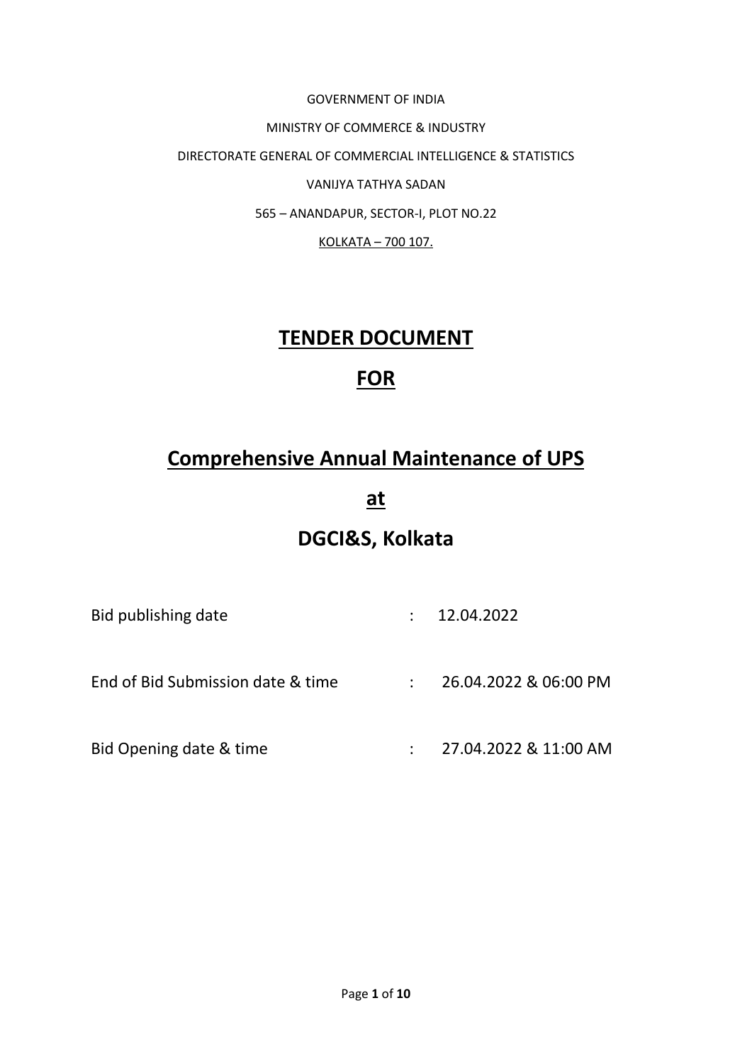GOVERNMENT OF INDIA

MINISTRY OF COMMERCE & INDUSTRY

DIRECTORATE GENERAL OF COMMERCIAL INTELLIGENCE & STATISTICS

VANIJYA TATHYA SADAN

565 – ANANDAPUR, SECTOR-I, PLOT NO.22

KOLKATA – 700 107.

# TENDER DOCUMENT

# FOR

# Comprehensive Annual Maintenance of UPS

# at

# DGCI&S, Kolkata

| | | |
|---|---|---|
| Bid publishing date | : | 12.04.2022 |
| End of Bid Submission date & time | : | 26.04.2022 & 06:00 PM |
| Bid Opening date & time | : | 27.04.2022 & 11:00 AM |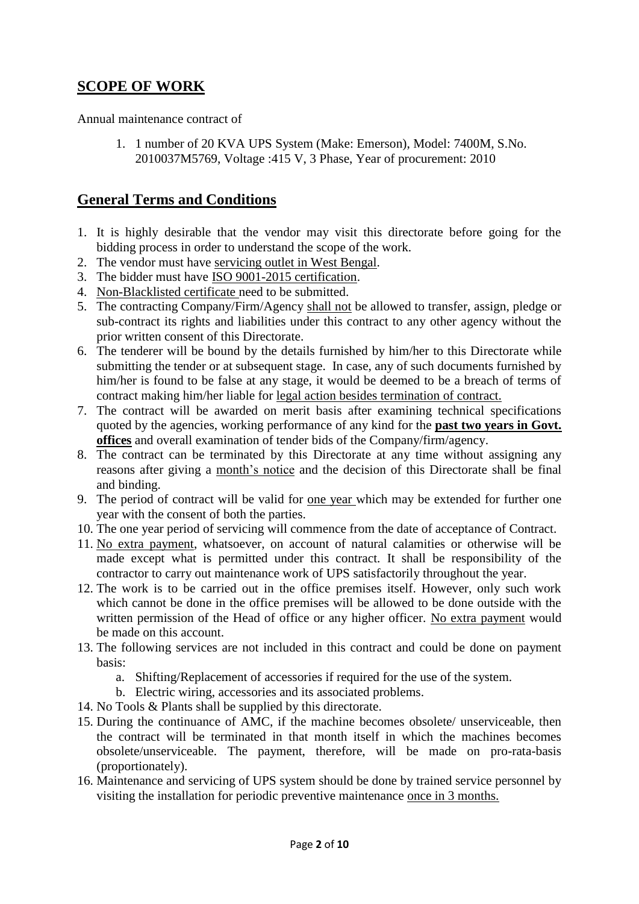## SCOPE OF WORK

Annual maintenance contract of

1. 1 number of 20 KVA UPS System (Make: Emerson), Model: 7400M, S.No. 2010037M5769, Voltage :415 V, 3 Phase, Year of procurement: 2010

## General Terms and Conditions

1. It is highly desirable that the vendor may visit this directorate before going for the bidding process in order to understand the scope of the work.
2. The vendor must have servicing outlet in West Bengal.
3. The bidder must have ISO 9001-2015 certification.
4. Non-Blacklisted certificate need to be submitted.
5. The contracting Company/Firm/Agency shall not be allowed to transfer, assign, pledge or sub-contract its rights and liabilities under this contract to any other agency without the prior written consent of this Directorate.
6. The tenderer will be bound by the details furnished by him/her to this Directorate while submitting the tender or at subsequent stage. In case, any of such documents furnished by him/her is found to be false at any stage, it would be deemed to be a breach of terms of contract making him/her liable for legal action besides termination of contract.
7. The contract will be awarded on merit basis after examining technical specifications quoted by the agencies, working performance of any kind for the **past two years in Govt. offices** and overall examination of tender bids of the Company/firm/agency.
8. The contract can be terminated by this Directorate at any time without assigning any reasons after giving a month's notice and the decision of this Directorate shall be final and binding.
9. The period of contract will be valid for one year which may be extended for further one year with the consent of both the parties.
10. The one year period of servicing will commence from the date of acceptance of Contract.
11. No extra payment, whatsoever, on account of natural calamities or otherwise will be made except what is permitted under this contract. It shall be responsibility of the contractor to carry out maintenance work of UPS satisfactorily throughout the year.
12. The work is to be carried out in the office premises itself. However, only such work which cannot be done in the office premises will be allowed to be done outside with the written permission of the Head of office or any higher officer. No extra payment would be made on this account.
13. The following services are not included in this contract and could be done on payment basis:
    a. Shifting/Replacement of accessories if required for the use of the system.
    b. Electric wiring, accessories and its associated problems.
14. No Tools & Plants shall be supplied by this directorate.
15. During the continuance of AMC, if the machine becomes obsolete/ unserviceable, then the contract will be terminated in that month itself in which the machines becomes obsolete/unserviceable. The payment, therefore, will be made on pro-rata-basis (proportionately).
16. Maintenance and servicing of UPS system should be done by trained service personnel by visiting the installation for periodic preventive maintenance once in 3 months.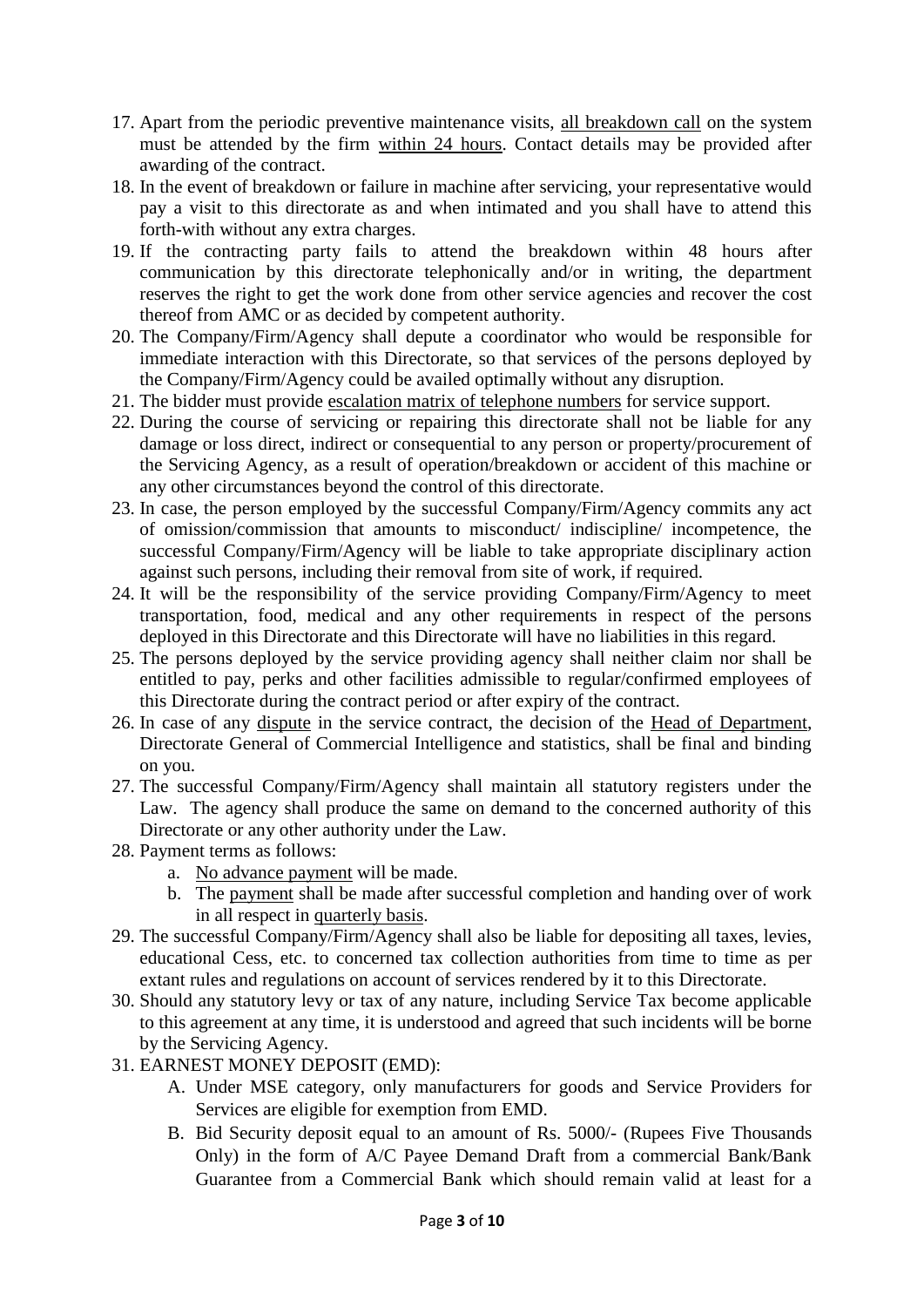17. Apart from the periodic preventive maintenance visits, all breakdown call on the system must be attended by the firm within 24 hours. Contact details may be provided after awarding of the contract.
18. In the event of breakdown or failure in machine after servicing, your representative would pay a visit to this directorate as and when intimated and you shall have to attend this forth-with without any extra charges.
19. If the contracting party fails to attend the breakdown within 48 hours after communication by this directorate telephonically and/or in writing, the department reserves the right to get the work done from other service agencies and recover the cost thereof from AMC or as decided by competent authority.
20. The Company/Firm/Agency shall depute a coordinator who would be responsible for immediate interaction with this Directorate, so that services of the persons deployed by the Company/Firm/Agency could be availed optimally without any disruption.
21. The bidder must provide escalation matrix of telephone numbers for service support.
22. During the course of servicing or repairing this directorate shall not be liable for any damage or loss direct, indirect or consequential to any person or property/procurement of the Servicing Agency, as a result of operation/breakdown or accident of this machine or any other circumstances beyond the control of this directorate.
23. In case, the person employed by the successful Company/Firm/Agency commits any act of omission/commission that amounts to misconduct/ indiscipline/ incompetence, the successful Company/Firm/Agency will be liable to take appropriate disciplinary action against such persons, including their removal from site of work, if required.
24. It will be the responsibility of the service providing Company/Firm/Agency to meet transportation, food, medical and any other requirements in respect of the persons deployed in this Directorate and this Directorate will have no liabilities in this regard.
25. The persons deployed by the service providing agency shall neither claim nor shall be entitled to pay, perks and other facilities admissible to regular/confirmed employees of this Directorate during the contract period or after expiry of the contract.
26. In case of any dispute in the service contract, the decision of the Head of Department, Directorate General of Commercial Intelligence and statistics, shall be final and binding on you.
27. The successful Company/Firm/Agency shall maintain all statutory registers under the Law. The agency shall produce the same on demand to the concerned authority of this Directorate or any other authority under the Law.
28. Payment terms as follows:
    a. No advance payment will be made.
    b. The payment shall be made after successful completion and handing over of work in all respect in quarterly basis.
29. The successful Company/Firm/Agency shall also be liable for depositing all taxes, levies, educational Cess, etc. to concerned tax collection authorities from time to time as per extant rules and regulations on account of services rendered by it to this Directorate.
30. Should any statutory levy or tax of any nature, including Service Tax become applicable to this agreement at any time, it is understood and agreed that such incidents will be borne by the Servicing Agency.
31. EARNEST MONEY DEPOSIT (EMD):
    A. Under MSE category, only manufacturers for goods and Service Providers for Services are eligible for exemption from EMD.
    B. Bid Security deposit equal to an amount of Rs. 5000/- (Rupees Five Thousands Only) in the form of A/C Payee Demand Draft from a commercial Bank/Bank Guarantee from a Commercial Bank which should remain valid at least for a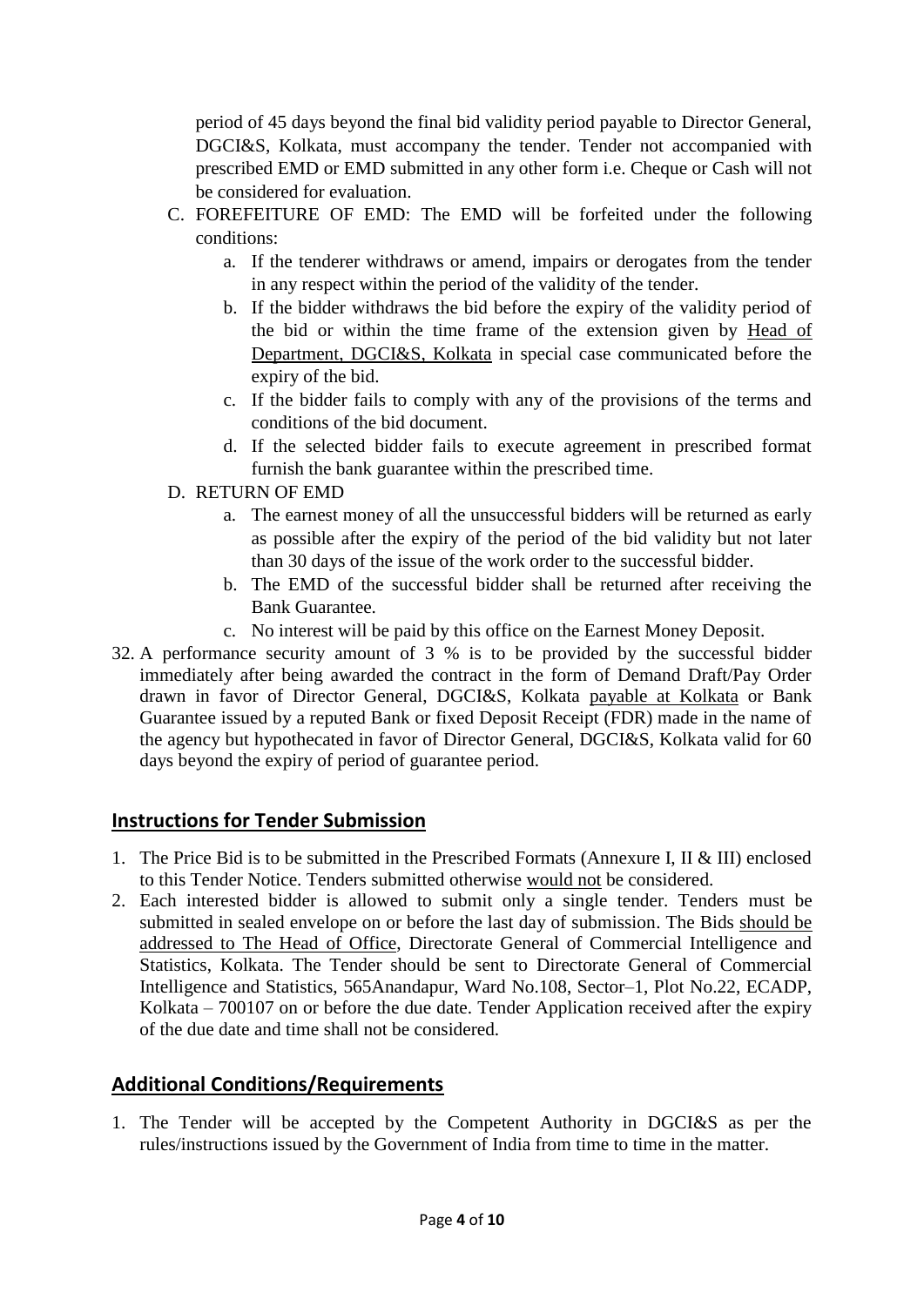period of 45 days beyond the final bid validity period payable to Director General, DGCI&S, Kolkata, must accompany the tender. Tender not accompanied with prescribed EMD or EMD submitted in any other form i.e. Cheque or Cash will not be considered for evaluation.

C. FOREFEITURE OF EMD: The EMD will be forfeited under the following conditions:

   a. If the tenderer withdraws or amend, impairs or derogates from the tender in any respect within the period of the validity of the tender.
   b. If the bidder withdraws the bid before the expiry of the validity period of the bid or within the time frame of the extension given by Head of Department, DGCI&S, Kolkata in special case communicated before the expiry of the bid.
   c. If the bidder fails to comply with any of the provisions of the terms and conditions of the bid document.
   d. If the selected bidder fails to execute agreement in prescribed format furnish the bank guarantee within the prescribed time.

D. RETURN OF EMD

   a. The earnest money of all the unsuccessful bidders will be returned as early as possible after the expiry of the period of the bid validity but not later than 30 days of the issue of the work order to the successful bidder.
   b. The EMD of the successful bidder shall be returned after receiving the Bank Guarantee.
   c. No interest will be paid by this office on the Earnest Money Deposit.

32. A performance security amount of 3 % is to be provided by the successful bidder immediately after being awarded the contract in the form of Demand Draft/Pay Order drawn in favor of Director General, DGCI&S, Kolkata payable at Kolkata or Bank Guarantee issued by a reputed Bank or fixed Deposit Receipt (FDR) made in the name of the agency but hypothecated in favor of Director General, DGCI&S, Kolkata valid for 60 days beyond the expiry of period of guarantee period.

## Instructions for Tender Submission

1. The Price Bid is to be submitted in the Prescribed Formats (Annexure I, II & III) enclosed to this Tender Notice. Tenders submitted otherwise would not be considered.
2. Each interested bidder is allowed to submit only a single tender. Tenders must be submitted in sealed envelope on or before the last day of submission. The Bids should be addressed to The Head of Office, Directorate General of Commercial Intelligence and Statistics, Kolkata. The Tender should be sent to Directorate General of Commercial Intelligence and Statistics, 565Anandapur, Ward No.108, Sector–1, Plot No.22, ECADP, Kolkata – 700107 on or before the due date. Tender Application received after the expiry of the due date and time shall not be considered.

## Additional Conditions/Requirements

1. The Tender will be accepted by the Competent Authority in DGCI&S as per the rules/instructions issued by the Government of India from time to time in the matter.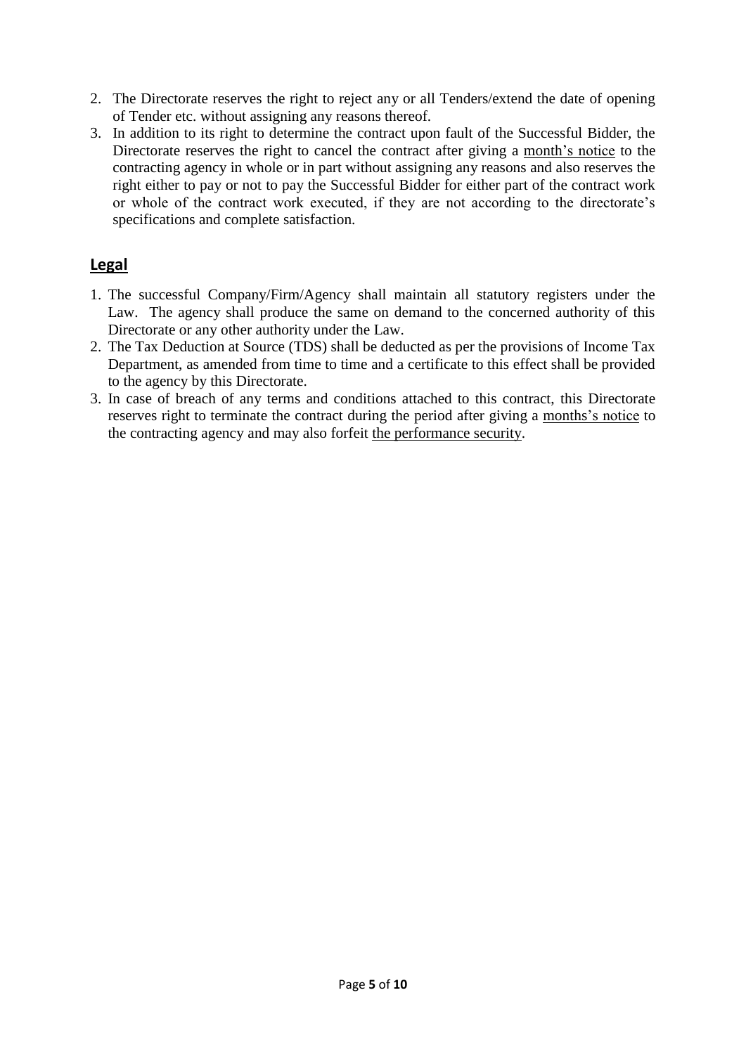2. The Directorate reserves the right to reject any or all Tenders/extend the date of opening of Tender etc. without assigning any reasons thereof.
3. In addition to its right to determine the contract upon fault of the Successful Bidder, the Directorate reserves the right to cancel the contract after giving a month's notice to the contracting agency in whole or in part without assigning any reasons and also reserves the right either to pay or not to pay the Successful Bidder for either part of the contract work or whole of the contract work executed, if they are not according to the directorate's specifications and complete satisfaction.

## Legal

1. The successful Company/Firm/Agency shall maintain all statutory registers under the Law. The agency shall produce the same on demand to the concerned authority of this Directorate or any other authority under the Law.
2. The Tax Deduction at Source (TDS) shall be deducted as per the provisions of Income Tax Department, as amended from time to time and a certificate to this effect shall be provided to the agency by this Directorate.
3. In case of breach of any terms and conditions attached to this contract, this Directorate reserves right to terminate the contract during the period after giving a months's notice to the contracting agency and may also forfeit the performance security.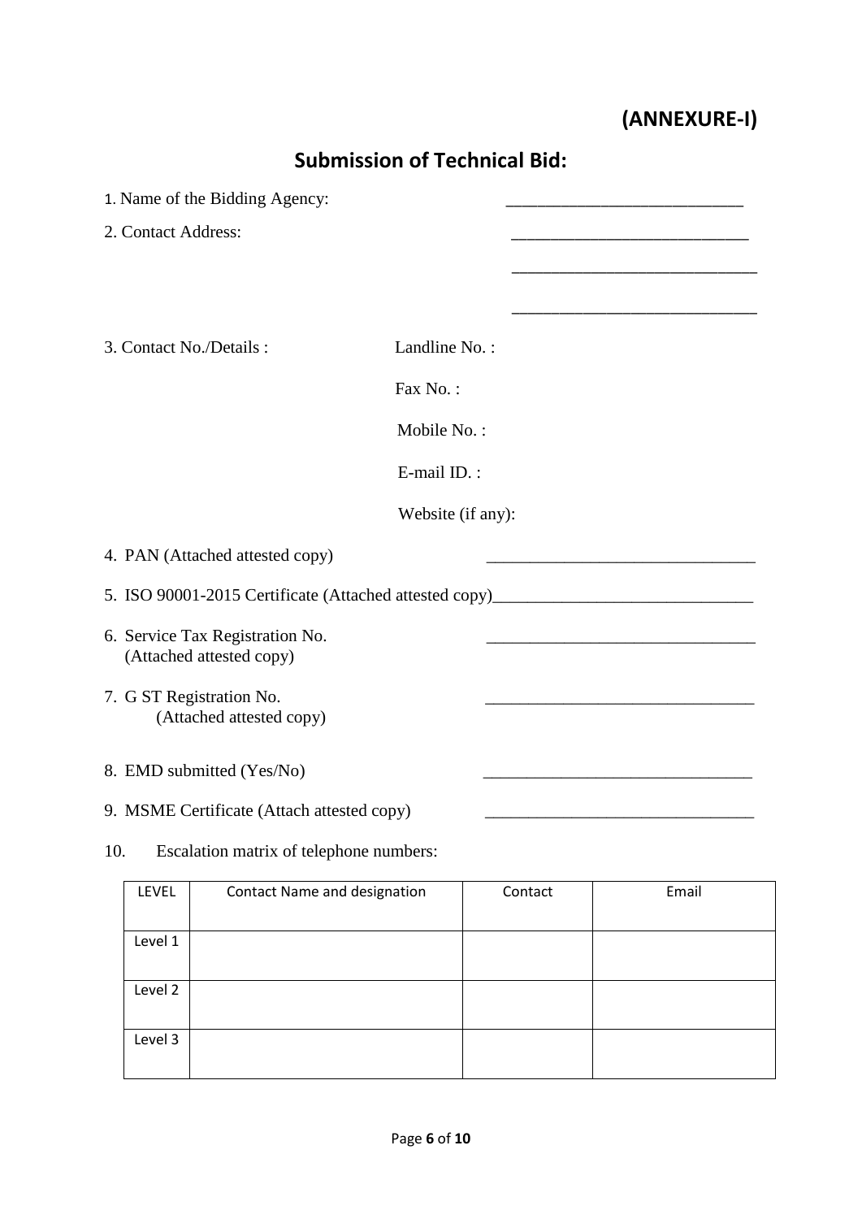**(ANNEXURE-I)**

## Submission of Technical Bid:

1. Name of the Bidding Agency: ___________________________

2. Contact Address: ___________________________

   ___________________________

   ___________________________

3. Contact No./Details : Landline No. :

   Fax No. :

   Mobile No. :

   E-mail ID. :

   Website (if any):

4. PAN (Attached attested copy) ______________________________

5. ISO 90001-2015 Certificate (Attached attested copy)______________________________

6. Service Tax Registration No. (Attached attested copy) ______________________________

7. G ST Registration No. (Attached attested copy) ______________________________

8. EMD submitted (Yes/No) ______________________________

9. MSME Certificate (Attach attested copy) ______________________________

10. Escalation matrix of telephone numbers:

| LEVEL | Contact Name and designation | Contact | Email |
|---|---|---|---|
| Level 1 | | | |
| Level 2 | | | |
| Level 3 | | | |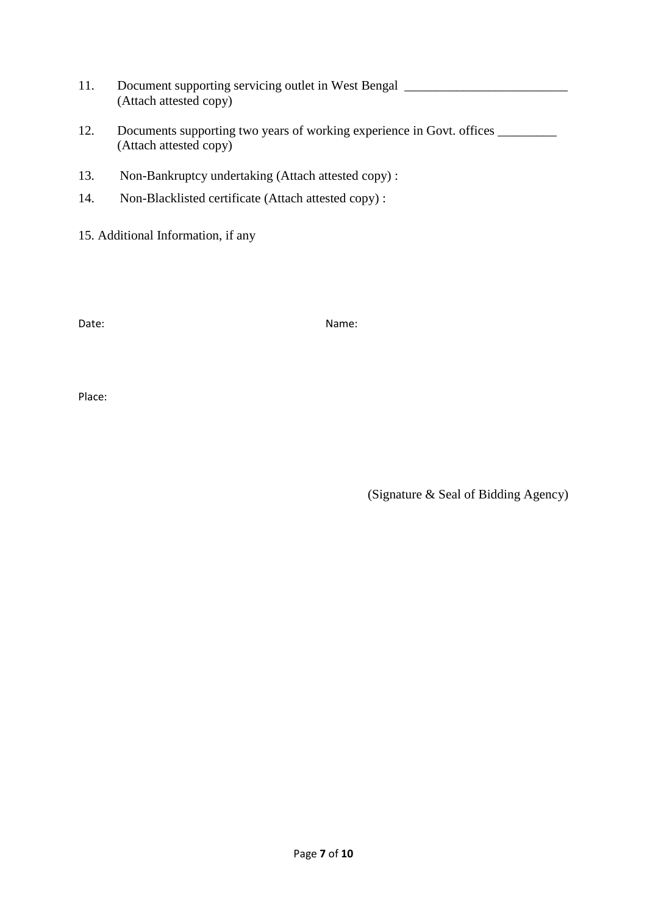11. Document supporting servicing outlet in West Bengal _________________________
    (Attach attested copy)

12. Documents supporting two years of working experience in Govt. offices _________
    (Attach attested copy)

13. Non-Bankruptcy undertaking (Attach attested copy) :

14. Non-Blacklisted certificate (Attach attested copy) :

15. Additional Information, if any

Date: Name:

Place:

(Signature & Seal of Bidding Agency)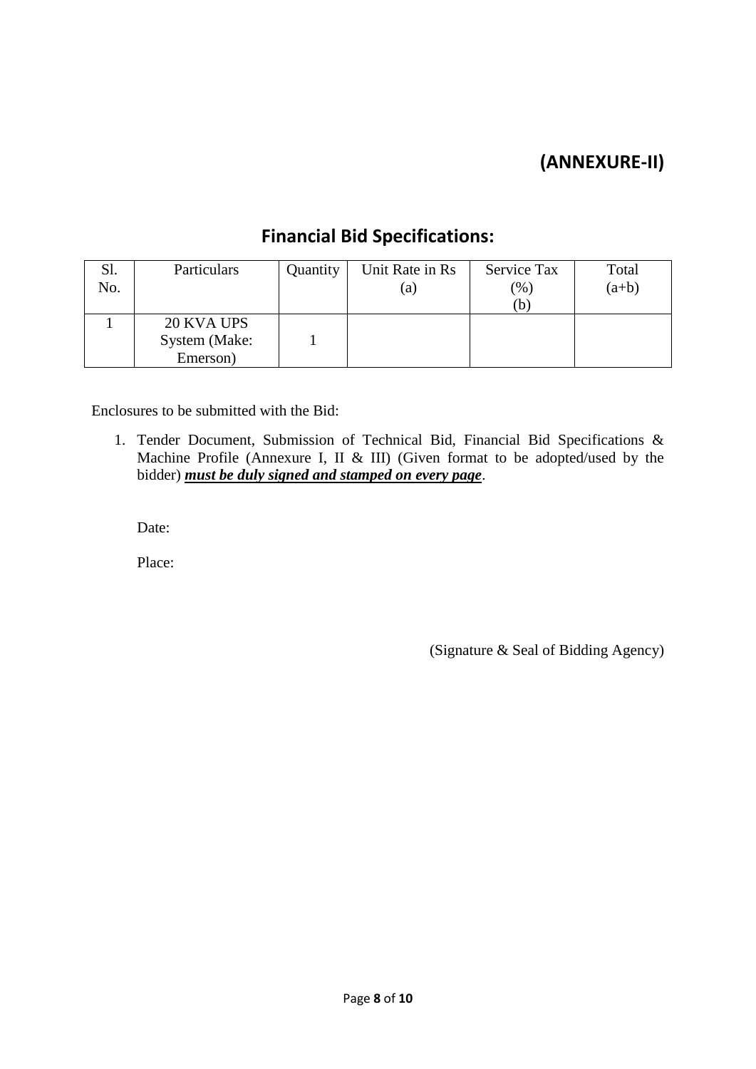**(ANNEXURE-II)**

## Financial Bid Specifications:

| Sl. No. | Particulars | Quantity | Unit Rate in Rs (a) | Service Tax (%) (b) | Total (a+b) |
|---|---|---|---|---|---|
| 1 | 20 KVA UPS System (Make: Emerson) | 1 | | | |

Enclosures to be submitted with the Bid:

1. Tender Document, Submission of Technical Bid, Financial Bid Specifications & Machine Profile (Annexure I, II & III) (Given format to be adopted/used by the bidder) ***must be duly signed and stamped on every page***.

Date:

Place:

(Signature & Seal of Bidding Agency)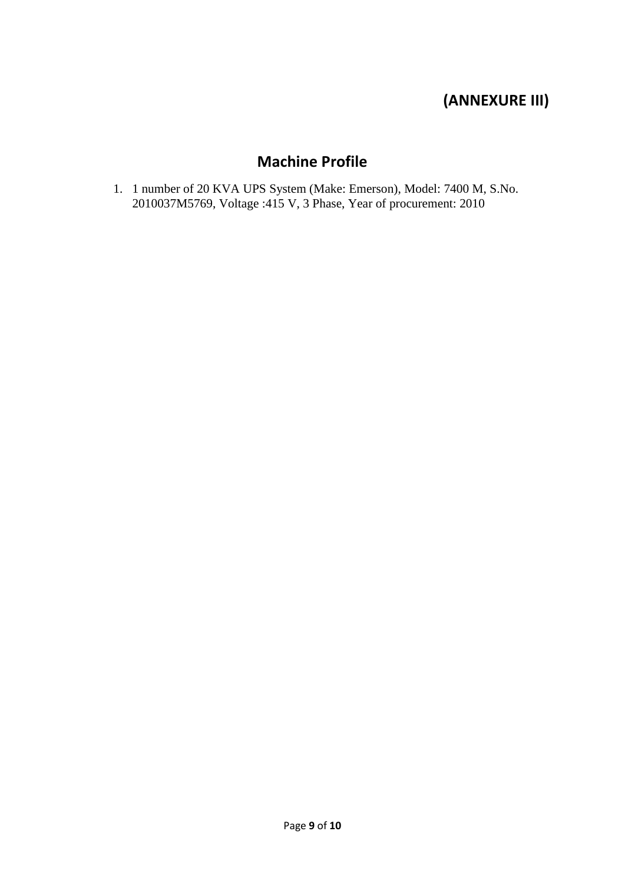**(ANNEXURE III)**

## Machine Profile

1. 1 number of 20 KVA UPS System (Make: Emerson), Model: 7400 M, S.No. 2010037M5769, Voltage :415 V, 3 Phase, Year of procurement: 2010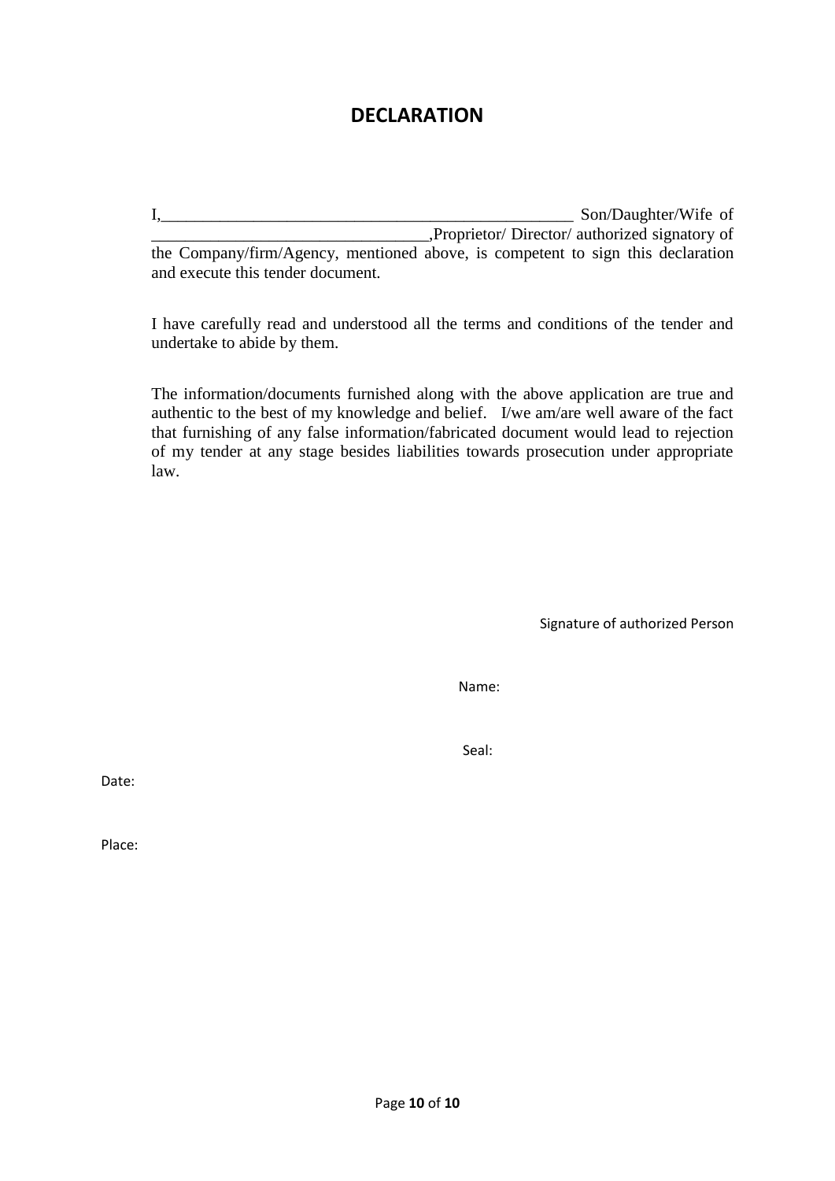# DECLARATION

I,__________________________________________________ Son/Daughter/Wife of ________________________________,Proprietor/ Director/ authorized signatory of the Company/firm/Agency, mentioned above, is competent to sign this declaration and execute this tender document.

I have carefully read and understood all the terms and conditions of the tender and undertake to abide by them.

The information/documents furnished along with the above application are true and authentic to the best of my knowledge and belief. I/we am/are well aware of the fact that furnishing of any false information/fabricated document would lead to rejection of my tender at any stage besides liabilities towards prosecution under appropriate law.

Signature of authorized Person

Name:

Seal:

Date:

Place: